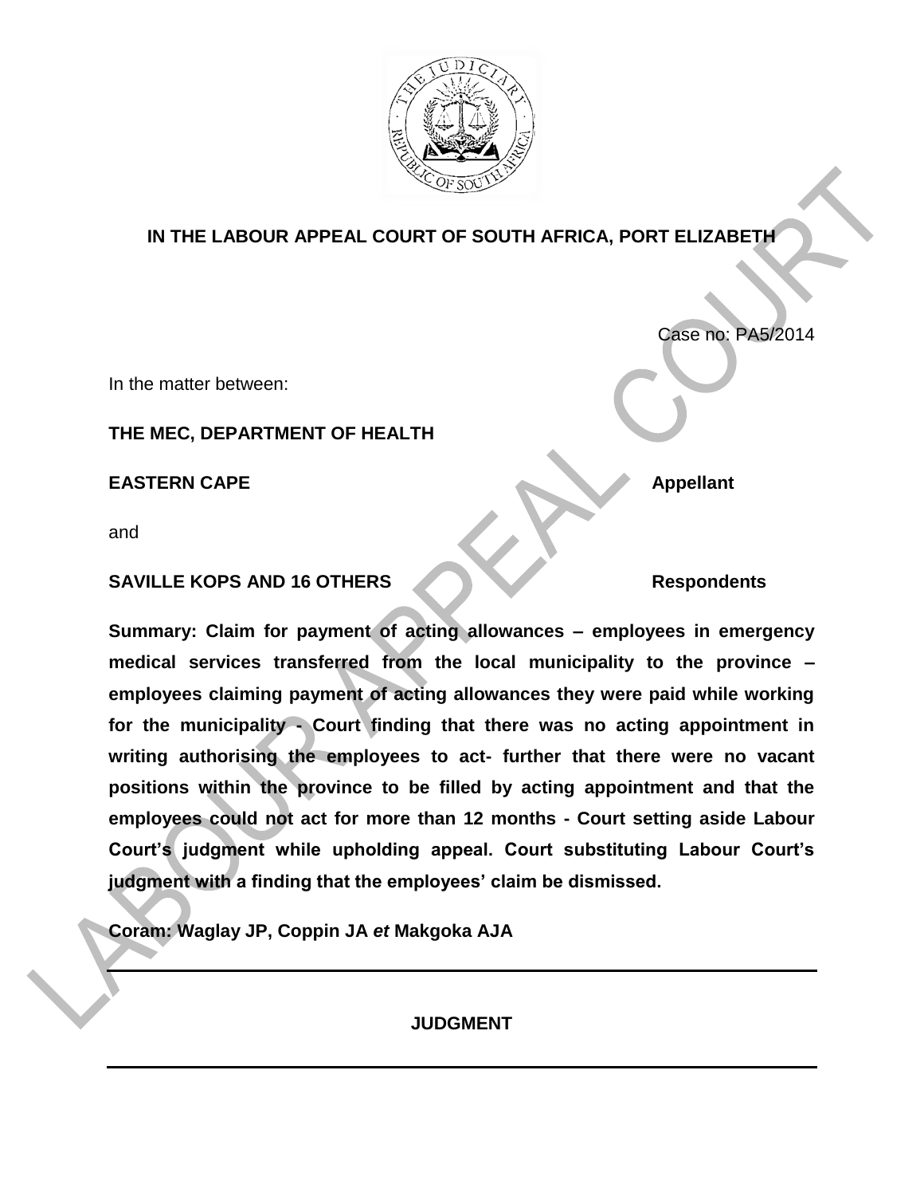# IN THE LABOUR APPEAL COURT OF SOUTH AFRICA, PORT ELIZABETH

Case no: PA5/2014

In the matter between:

**THE MEC, DEPARTMENT OF HEALTH**

**EASTERN CAPE** **Appellant**

and

**SAVILLE KOPS AND 16 OTHERS** **Respondents**

**Summary: Claim for payment of acting allowances – employees in emergency medical services transferred from the local municipality to the province – employees claiming payment of acting allowances they were paid while working for the municipality - Court finding that there was no acting appointment in writing authorising the employees to act- further that there were no vacant positions within the province to be filled by acting appointment and that the employees could not act for more than 12 months - Court setting aside Labour Court's judgment while upholding appeal. Court substituting Labour Court's judgment with a finding that the employees' claim be dismissed.**

**Coram: Waglay JP, Coppin JA *et* Makgoka AJA**

---

## JUDGMENT

---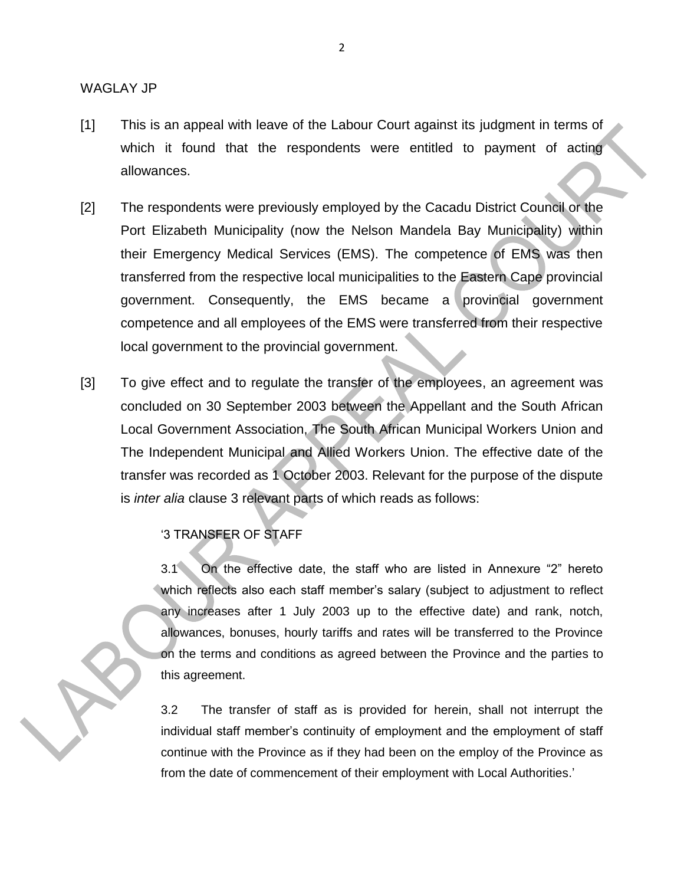WAGLAY JP

[1] This is an appeal with leave of the Labour Court against its judgment in terms of which it found that the respondents were entitled to payment of acting allowances.

[2] The respondents were previously employed by the Cacadu District Council or the Port Elizabeth Municipality (now the Nelson Mandela Bay Municipality) within their Emergency Medical Services (EMS). The competence of EMS was then transferred from the respective local municipalities to the Eastern Cape provincial government. Consequently, the EMS became a provincial government competence and all employees of the EMS were transferred from their respective local government to the provincial government.

[3] To give effect and to regulate the transfer of the employees, an agreement was concluded on 30 September 2003 between the Appellant and the South African Local Government Association, The South African Municipal Workers Union and The Independent Municipal and Allied Workers Union. The effective date of the transfer was recorded as 1 October 2003. Relevant for the purpose of the dispute is *inter alia* clause 3 relevant parts of which reads as follows:

> '3 TRANSFER OF STAFF
>
> 3.1 On the effective date, the staff who are listed in Annexure "2" hereto which reflects also each staff member's salary (subject to adjustment to reflect any increases after 1 July 2003 up to the effective date) and rank, notch, allowances, bonuses, hourly tariffs and rates will be transferred to the Province on the terms and conditions as agreed between the Province and the parties to this agreement.
>
> 3.2 The transfer of staff as is provided for herein, shall not interrupt the individual staff member's continuity of employment and the employment of staff continue with the Province as if they had been on the employ of the Province as from the date of commencement of their employment with Local Authorities.'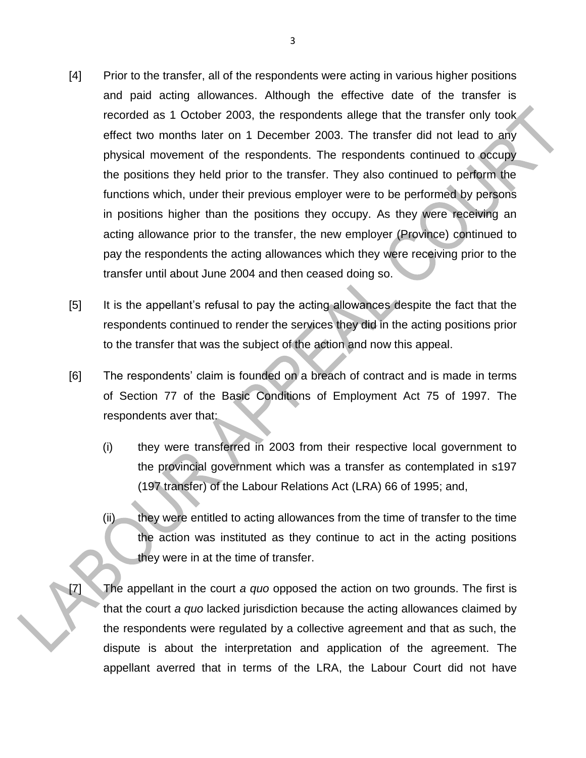[4] Prior to the transfer, all of the respondents were acting in various higher positions and paid acting allowances. Although the effective date of the transfer is recorded as 1 October 2003, the respondents allege that the transfer only took effect two months later on 1 December 2003. The transfer did not lead to any physical movement of the respondents. The respondents continued to occupy the positions they held prior to the transfer. They also continued to perform the functions which, under their previous employer were to be performed by persons in positions higher than the positions they occupy. As they were receiving an acting allowance prior to the transfer, the new employer (Province) continued to pay the respondents the acting allowances which they were receiving prior to the transfer until about June 2004 and then ceased doing so.

[5] It is the appellant's refusal to pay the acting allowances despite the fact that the respondents continued to render the services they did in the acting positions prior to the transfer that was the subject of the action and now this appeal.

[6] The respondents' claim is founded on a breach of contract and is made in terms of Section 77 of the Basic Conditions of Employment Act 75 of 1997. The respondents aver that:

(i) they were transferred in 2003 from their respective local government to the provincial government which was a transfer as contemplated in s197 (197 transfer) of the Labour Relations Act (LRA) 66 of 1995; and,

(ii) they were entitled to acting allowances from the time of transfer to the time the action was instituted as they continue to act in the acting positions they were in at the time of transfer.

[7] The appellant in the court *a quo* opposed the action on two grounds. The first is that the court *a quo* lacked jurisdiction because the acting allowances claimed by the respondents were regulated by a collective agreement and that as such, the dispute is about the interpretation and application of the agreement. The appellant averred that in terms of the LRA, the Labour Court did not have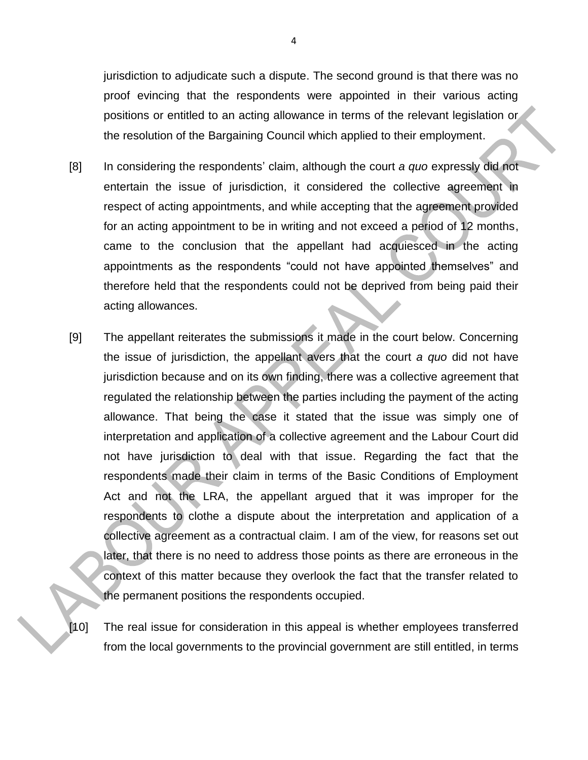jurisdiction to adjudicate such a dispute. The second ground is that there was no proof evincing that the respondents were appointed in their various acting positions or entitled to an acting allowance in terms of the relevant legislation or the resolution of the Bargaining Council which applied to their employment.

[8] In considering the respondents' claim, although the court *a quo* expressly did not entertain the issue of jurisdiction, it considered the collective agreement in respect of acting appointments, and while accepting that the agreement provided for an acting appointment to be in writing and not exceed a period of 12 months, came to the conclusion that the appellant had acquiesced in the acting appointments as the respondents "could not have appointed themselves" and therefore held that the respondents could not be deprived from being paid their acting allowances.

[9] The appellant reiterates the submissions it made in the court below. Concerning the issue of jurisdiction, the appellant avers that the court *a quo* did not have jurisdiction because and on its own finding, there was a collective agreement that regulated the relationship between the parties including the payment of the acting allowance. That being the case it stated that the issue was simply one of interpretation and application of a collective agreement and the Labour Court did not have jurisdiction to deal with that issue. Regarding the fact that the respondents made their claim in terms of the Basic Conditions of Employment Act and not the LRA, the appellant argued that it was improper for the respondents to clothe a dispute about the interpretation and application of a collective agreement as a contractual claim. I am of the view, for reasons set out later, that there is no need to address those points as there are erroneous in the context of this matter because they overlook the fact that the transfer related to the permanent positions the respondents occupied.

[10] The real issue for consideration in this appeal is whether employees transferred from the local governments to the provincial government are still entitled, in terms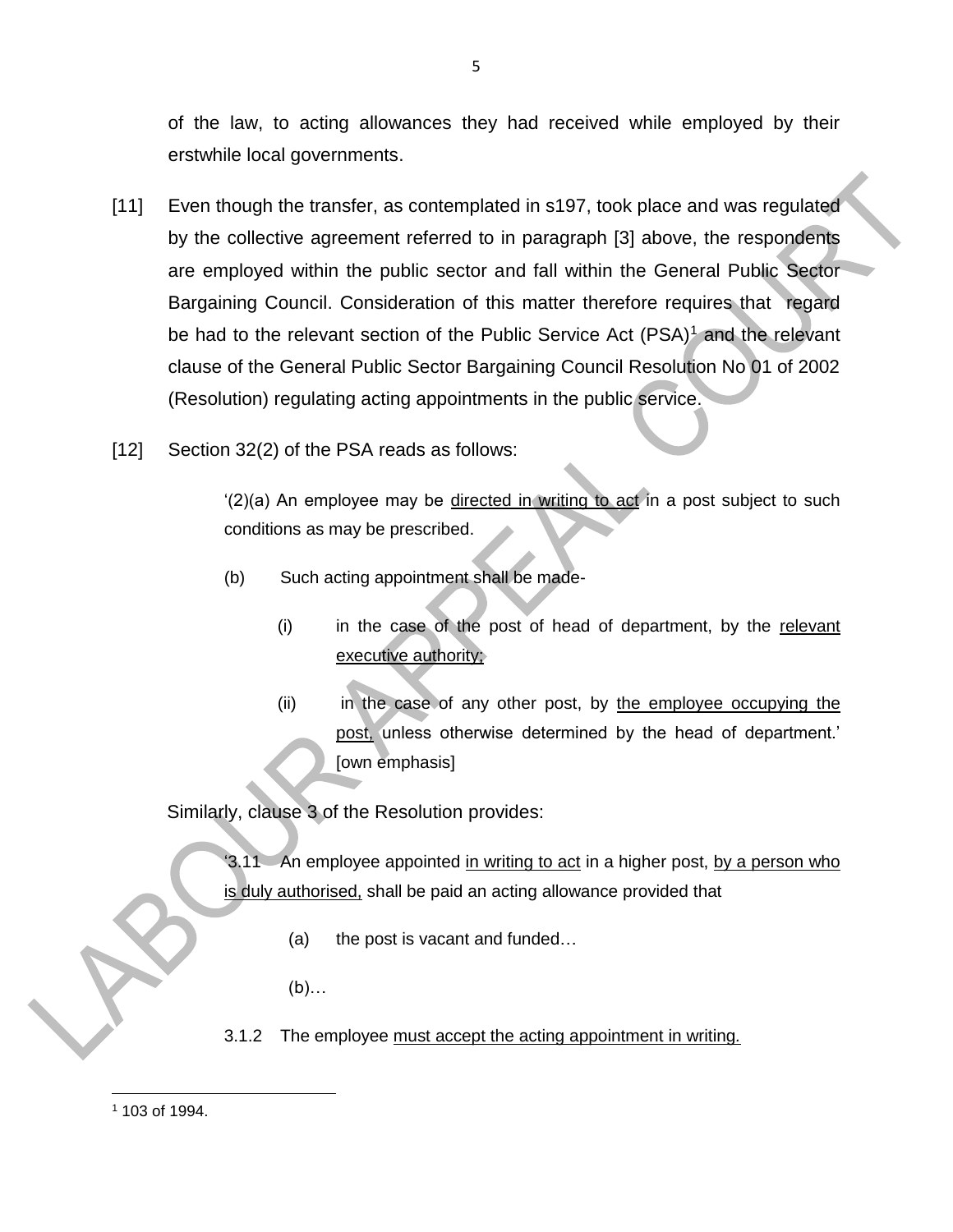of the law, to acting allowances they had received while employed by their erstwhile local governments.

[11] Even though the transfer, as contemplated in s197, took place and was regulated by the collective agreement referred to in paragraph [3] above, the respondents are employed within the public sector and fall within the General Public Sector Bargaining Council. Consideration of this matter therefore requires that regard be had to the relevant section of the Public Service Act (PSA)[1] and the relevant clause of the General Public Sector Bargaining Council Resolution No 01 of 2002 (Resolution) regulating acting appointments in the public service.

[12] Section 32(2) of the PSA reads as follows:

> '(2)(a) An employee may be <u>directed in writing to act</u> in a post subject to such conditions as may be prescribed.
>
> (b) Such acting appointment shall be made-
>
> (i) in the case of the post of head of department, by the <u>relevant executive authority;</u>
>
> (ii) in the case of any other post, by <u>the employee occupying the post,</u> unless otherwise determined by the head of department.' [own emphasis]

Similarly, clause 3 of the Resolution provides:

> '3.11 An employee appointed <u>in writing to act</u> in a higher post, <u>by a person who is duly authorised,</u> shall be paid an acting allowance provided that
>
> (a) the post is vacant and funded…
>
> (b)…
>
> 3.1.2 The employee <u>must accept the acting appointment in writing.</u>

---

[1] 103 of 1994.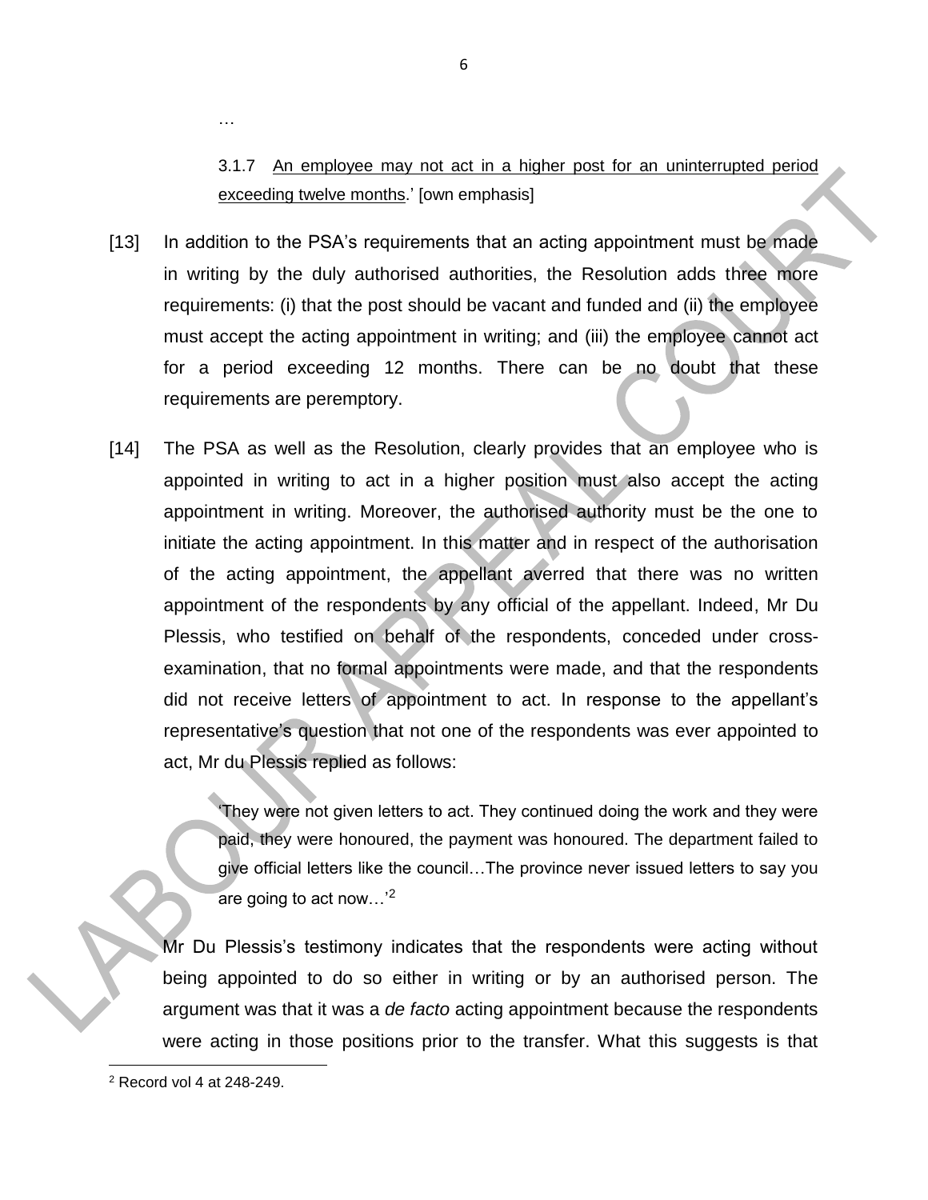…

> 3.1.7 <u>An employee may not act in a higher post for an uninterrupted period exceeding twelve months</u>.' [own emphasis]

[13] In addition to the PSA's requirements that an acting appointment must be made in writing by the duly authorised authorities, the Resolution adds three more requirements: (i) that the post should be vacant and funded and (ii) the employee must accept the acting appointment in writing; and (iii) the employee cannot act for a period exceeding 12 months. There can be no doubt that these requirements are peremptory.

[14] The PSA as well as the Resolution, clearly provides that an employee who is appointed in writing to act in a higher position must also accept the acting appointment in writing. Moreover, the authorised authority must be the one to initiate the acting appointment. In this matter and in respect of the authorisation of the acting appointment, the appellant averred that there was no written appointment of the respondents by any official of the appellant. Indeed, Mr Du Plessis, who testified on behalf of the respondents, conceded under cross-examination, that no formal appointments were made, and that the respondents did not receive letters of appointment to act. In response to the appellant's representative's question that not one of the respondents was ever appointed to act, Mr du Plessis replied as follows:

> 'They were not given letters to act. They continued doing the work and they were paid, they were honoured, the payment was honoured. The department failed to give official letters like the council…The province never issued letters to say you are going to act now…'[2]

Mr Du Plessis's testimony indicates that the respondents were acting without being appointed to do so either in writing or by an authorised person. The argument was that it was a *de facto* acting appointment because the respondents were acting in those positions prior to the transfer. What this suggests is that

[2] Record vol 4 at 248-249.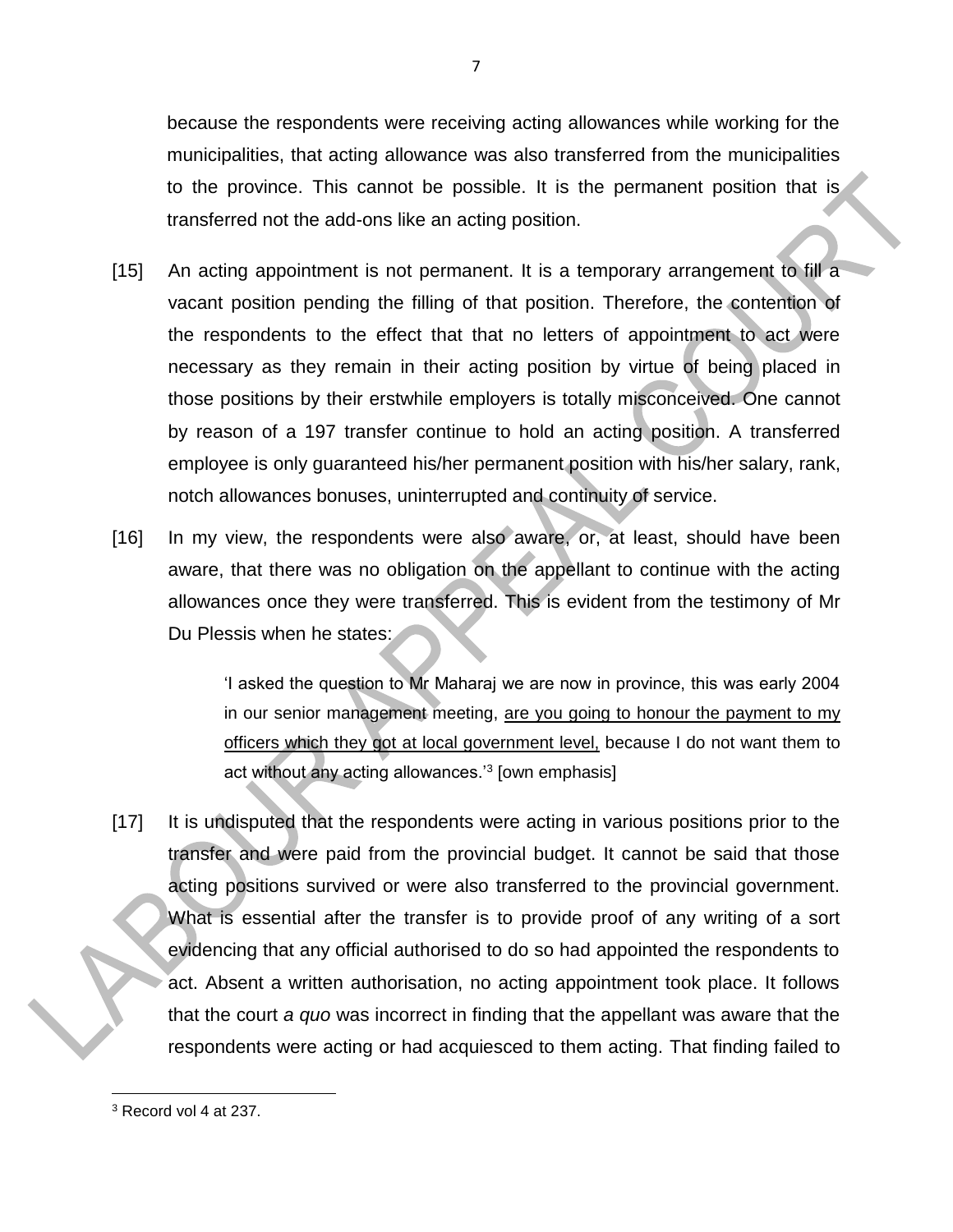because the respondents were receiving acting allowances while working for the municipalities, that acting allowance was also transferred from the municipalities to the province. This cannot be possible. It is the permanent position that is transferred not the add-ons like an acting position.

[15] An acting appointment is not permanent. It is a temporary arrangement to fill a vacant position pending the filling of that position. Therefore, the contention of the respondents to the effect that that no letters of appointment to act were necessary as they remain in their acting position by virtue of being placed in those positions by their erstwhile employers is totally misconceived. One cannot by reason of a 197 transfer continue to hold an acting position. A transferred employee is only guaranteed his/her permanent position with his/her salary, rank, notch allowances bonuses, uninterrupted and continuity of service.

[16] In my view, the respondents were also aware, or, at least, should have been aware, that there was no obligation on the appellant to continue with the acting allowances once they were transferred. This is evident from the testimony of Mr Du Plessis when he states:

> 'I asked the question to Mr Maharaj we are now in province, this was early 2004 in our senior management meeting, <u>are you going to honour the payment to my officers which they got at local government level,</u> because I do not want them to act without any acting allowances.'[3] [own emphasis]

[17] It is undisputed that the respondents were acting in various positions prior to the transfer and were paid from the provincial budget. It cannot be said that those acting positions survived or were also transferred to the provincial government. What is essential after the transfer is to provide proof of any writing of a sort evidencing that any official authorised to do so had appointed the respondents to act. Absent a written authorisation, no acting appointment took place. It follows that the court *a quo* was incorrect in finding that the appellant was aware that the respondents were acting or had acquiesced to them acting. That finding failed to

---

[3] Record vol 4 at 237.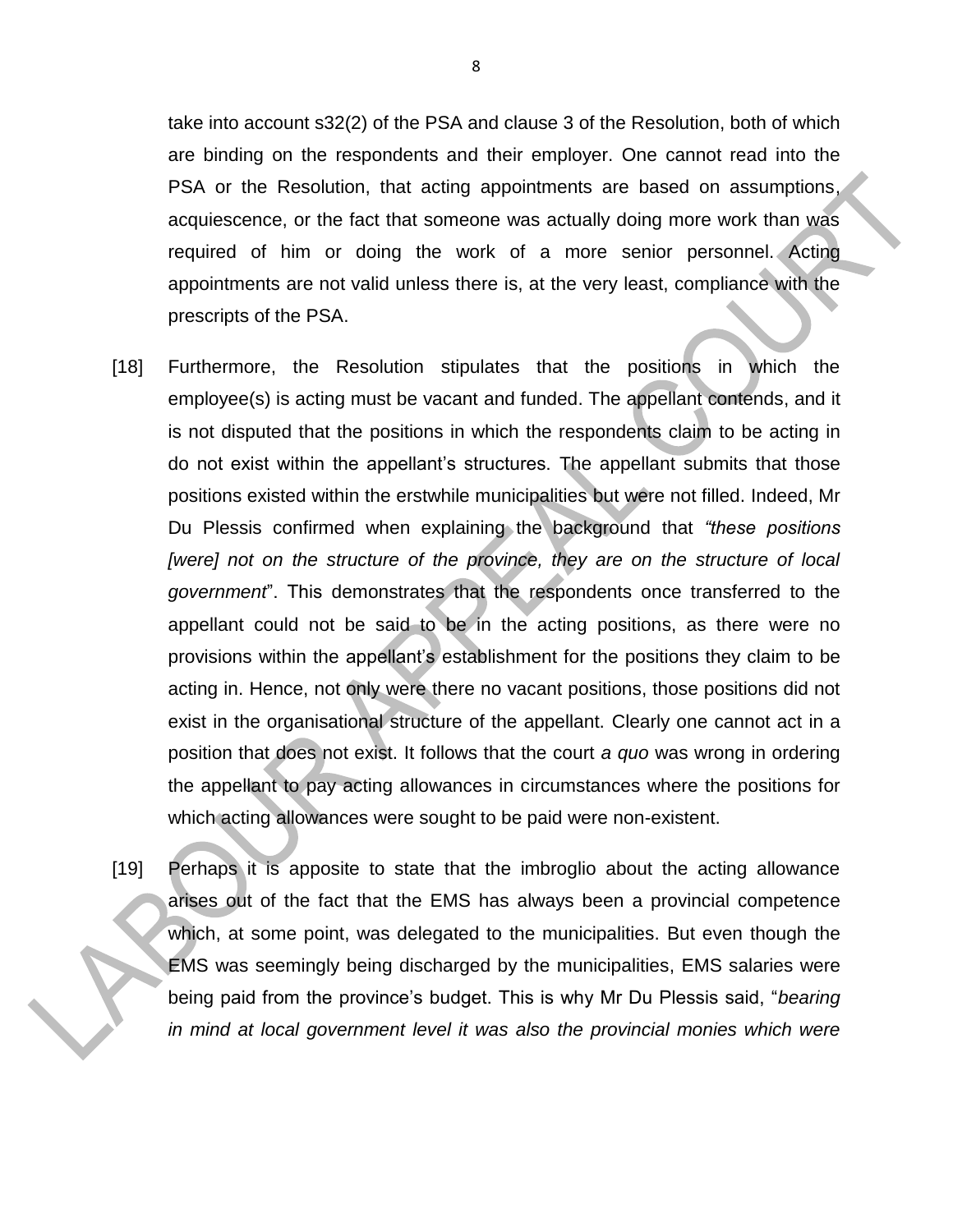take into account s32(2) of the PSA and clause 3 of the Resolution, both of which are binding on the respondents and their employer. One cannot read into the PSA or the Resolution, that acting appointments are based on assumptions, acquiescence, or the fact that someone was actually doing more work than was required of him or doing the work of a more senior personnel. Acting appointments are not valid unless there is, at the very least, compliance with the prescripts of the PSA.

[18] Furthermore, the Resolution stipulates that the positions in which the employee(s) is acting must be vacant and funded. The appellant contends, and it is not disputed that the positions in which the respondents claim to be acting in do not exist within the appellant's structures. The appellant submits that those positions existed within the erstwhile municipalities but were not filled. Indeed, Mr Du Plessis confirmed when explaining the background that *"these positions [were] not on the structure of the province, they are on the structure of local government*". This demonstrates that the respondents once transferred to the appellant could not be said to be in the acting positions, as there were no provisions within the appellant's establishment for the positions they claim to be acting in. Hence, not only were there no vacant positions, those positions did not exist in the organisational structure of the appellant. Clearly one cannot act in a position that does not exist. It follows that the court *a quo* was wrong in ordering the appellant to pay acting allowances in circumstances where the positions for which acting allowances were sought to be paid were non-existent.

[19] Perhaps it is apposite to state that the imbroglio about the acting allowance arises out of the fact that the EMS has always been a provincial competence which, at some point, was delegated to the municipalities. But even though the EMS was seemingly being discharged by the municipalities, EMS salaries were being paid from the province's budget. This is why Mr Du Plessis said, "*bearing in mind at local government level it was also the provincial monies which were*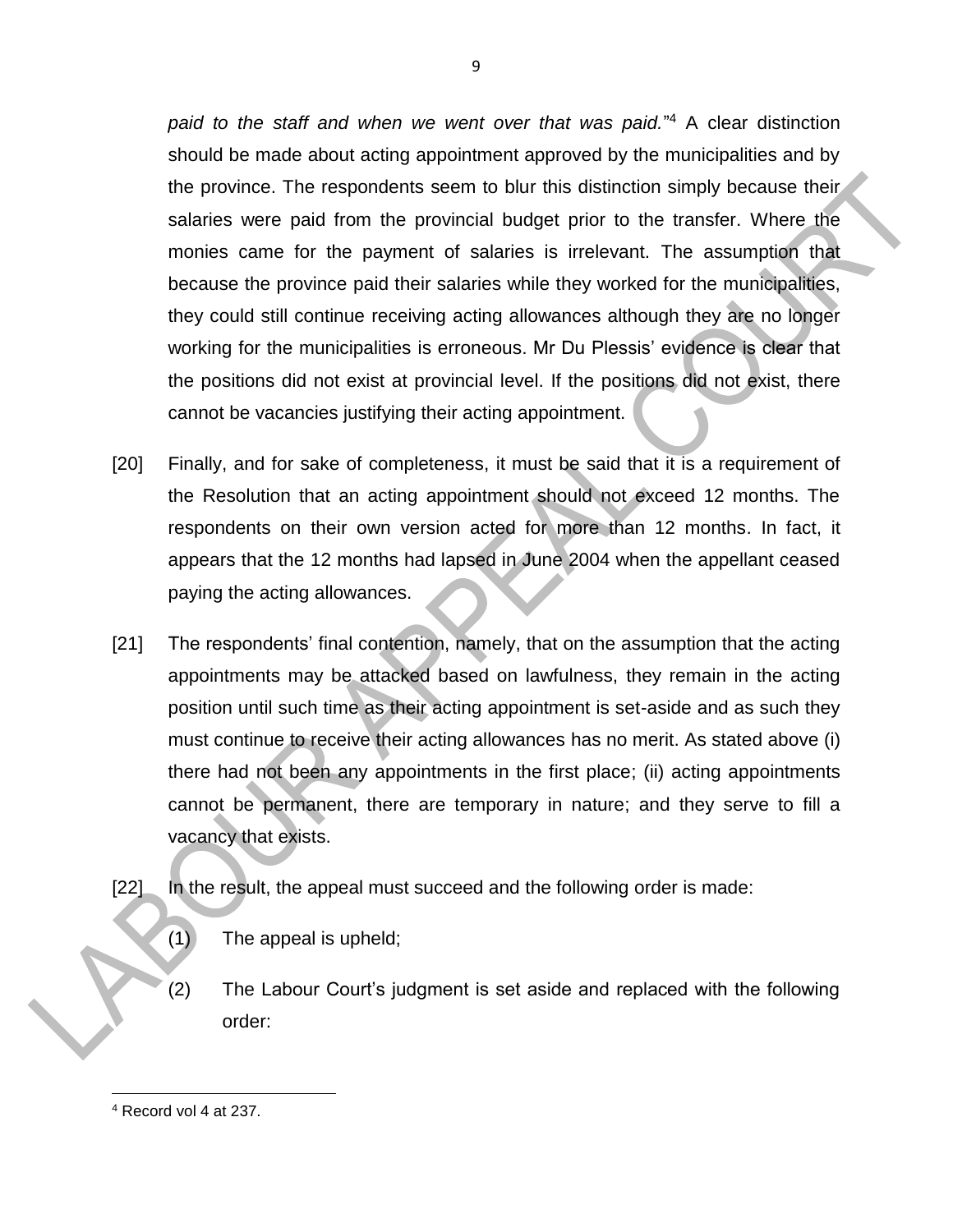*paid to the staff and when we went over that was paid.*"[4] A clear distinction should be made about acting appointment approved by the municipalities and by the province. The respondents seem to blur this distinction simply because their salaries were paid from the provincial budget prior to the transfer. Where the monies came for the payment of salaries is irrelevant. The assumption that because the province paid their salaries while they worked for the municipalities, they could still continue receiving acting allowances although they are no longer working for the municipalities is erroneous. Mr Du Plessis' evidence is clear that the positions did not exist at provincial level. If the positions did not exist, there cannot be vacancies justifying their acting appointment.

[20] Finally, and for sake of completeness, it must be said that it is a requirement of the Resolution that an acting appointment should not exceed 12 months. The respondents on their own version acted for more than 12 months. In fact, it appears that the 12 months had lapsed in June 2004 when the appellant ceased paying the acting allowances.

[21] The respondents' final contention, namely, that on the assumption that the acting appointments may be attacked based on lawfulness, they remain in the acting position until such time as their acting appointment is set-aside and as such they must continue to receive their acting allowances has no merit. As stated above (i) there had not been any appointments in the first place; (ii) acting appointments cannot be permanent, there are temporary in nature; and they serve to fill a vacancy that exists.

[22] In the result, the appeal must succeed and the following order is made:

(1) The appeal is upheld;

(2) The Labour Court's judgment is set aside and replaced with the following order:

---

[4] Record vol 4 at 237.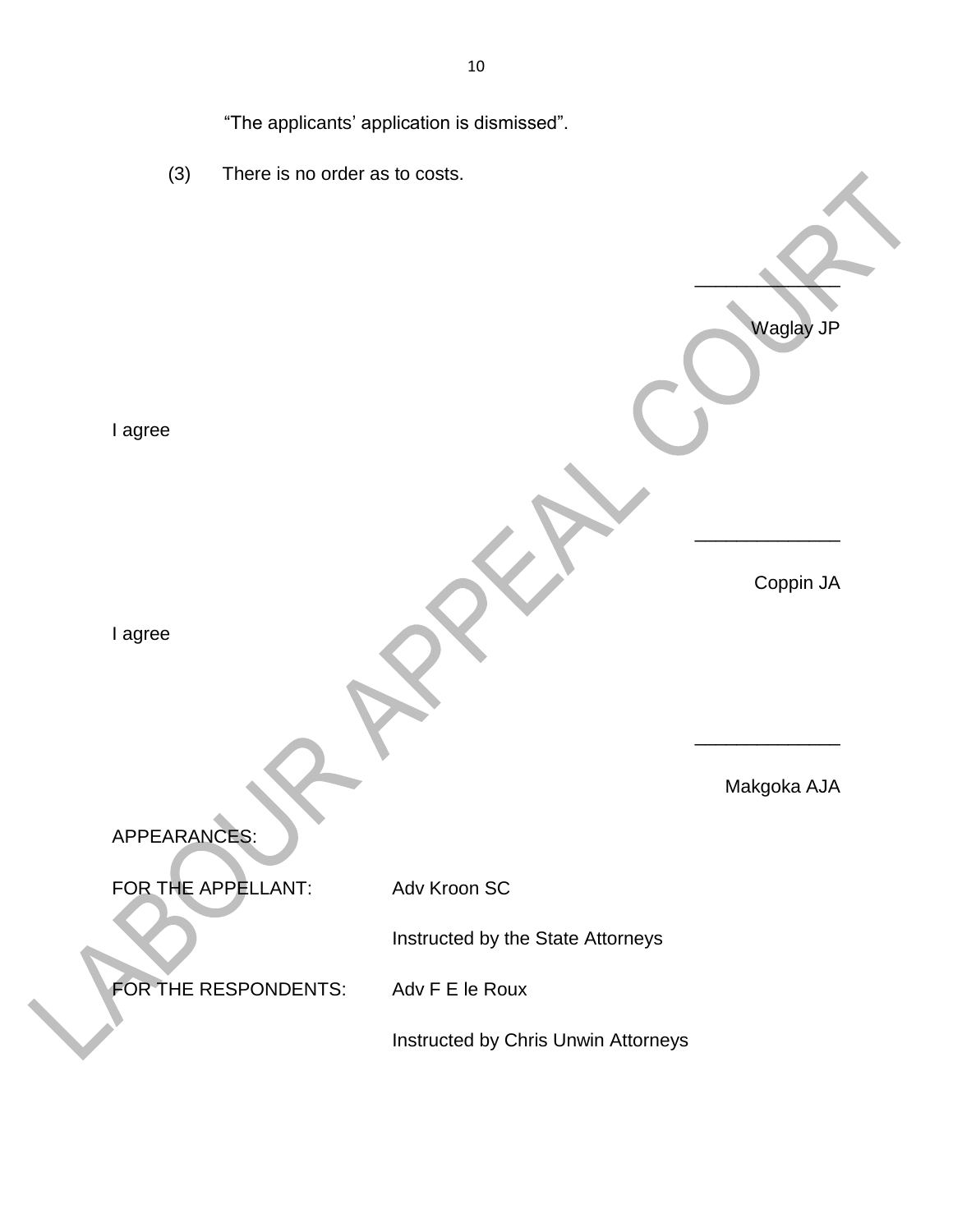"The applicants' application is dismissed".

(3) There is no order as to costs.

______________

Waglay JP

I agree

______________

Coppin JA

I agree

______________

Makgoka AJA

APPEARANCES:

| | |
|---|---|
| FOR THE APPELLANT: | Adv Kroon SC |
| | Instructed by the State Attorneys |
| FOR THE RESPONDENTS: | Adv F E le Roux |
| | Instructed by Chris Unwin Attorneys |